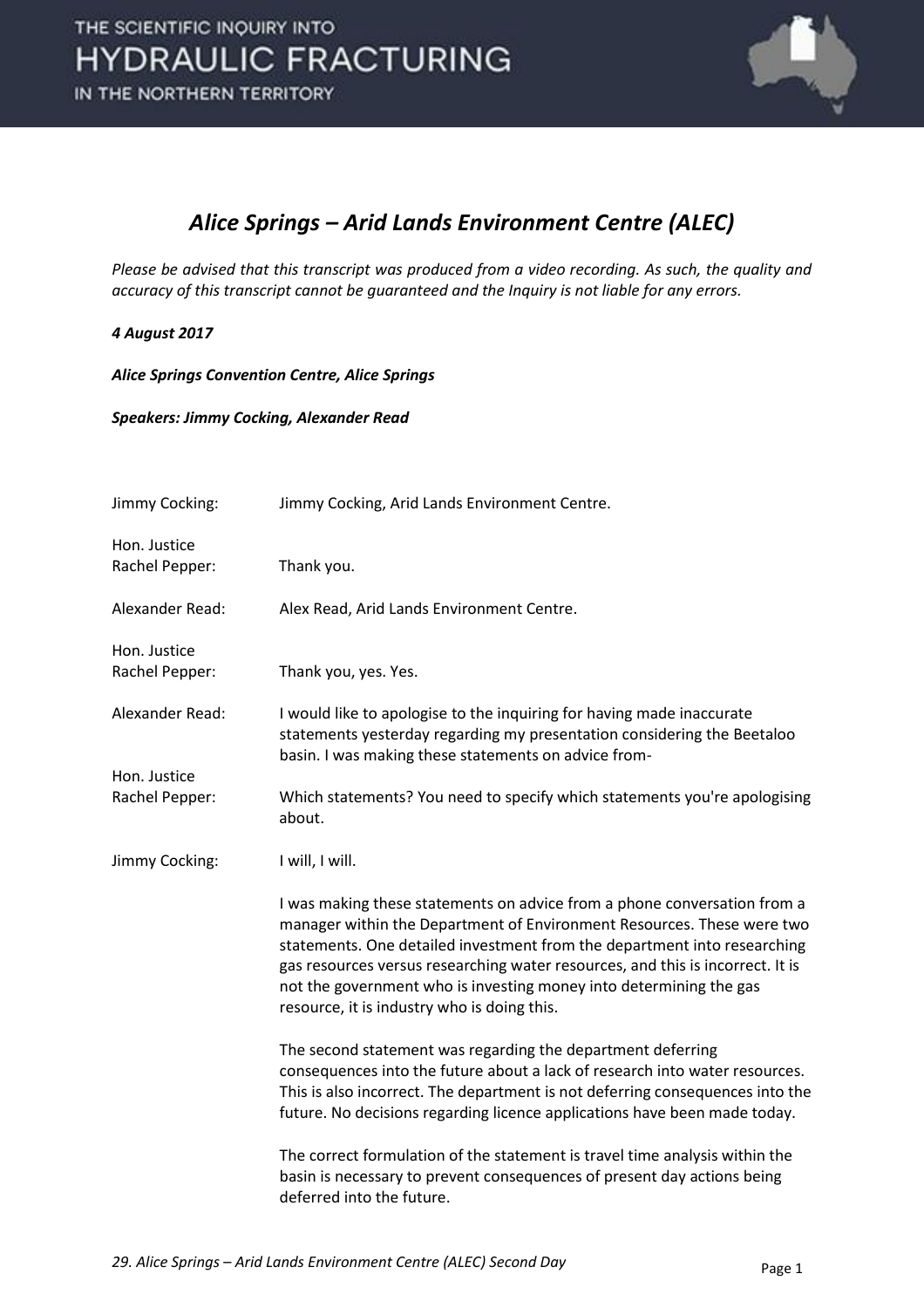# *Alice Springs – Arid Lands Environment Centre (ALEC)*

*Please be advised that this transcript was produced from a video recording. As such, the quality and accuracy of this transcript cannot be guaranteed and the Inquiry is not liable for any errors.*

***4 August 2017***

***Alice Springs Convention Centre, Alice Springs***

***Speakers: Jimmy Cocking, Alexander Read***

Jimmy Cocking: Jimmy Cocking, Arid Lands Environment Centre.

Hon. Justice Rachel Pepper: Thank you.

Alexander Read: Alex Read, Arid Lands Environment Centre.

Hon. Justice Rachel Pepper: Thank you, yes. Yes.

Alexander Read: I would like to apologise to the inquiring for having made inaccurate statements yesterday regarding my presentation considering the Beetaloo basin. I was making these statements on advice from-

Hon. Justice Rachel Pepper: Which statements? You need to specify which statements you're apologising about.

Jimmy Cocking: I will, I will.

I was making these statements on advice from a phone conversation from a manager within the Department of Environment Resources. These were two statements. One detailed investment from the department into researching gas resources versus researching water resources, and this is incorrect. It is not the government who is investing money into determining the gas resource, it is industry who is doing this.

The second statement was regarding the department deferring consequences into the future about a lack of research into water resources. This is also incorrect. The department is not deferring consequences into the future. No decisions regarding licence applications have been made today.

The correct formulation of the statement is travel time analysis within the basin is necessary to prevent consequences of present day actions being deferred into the future.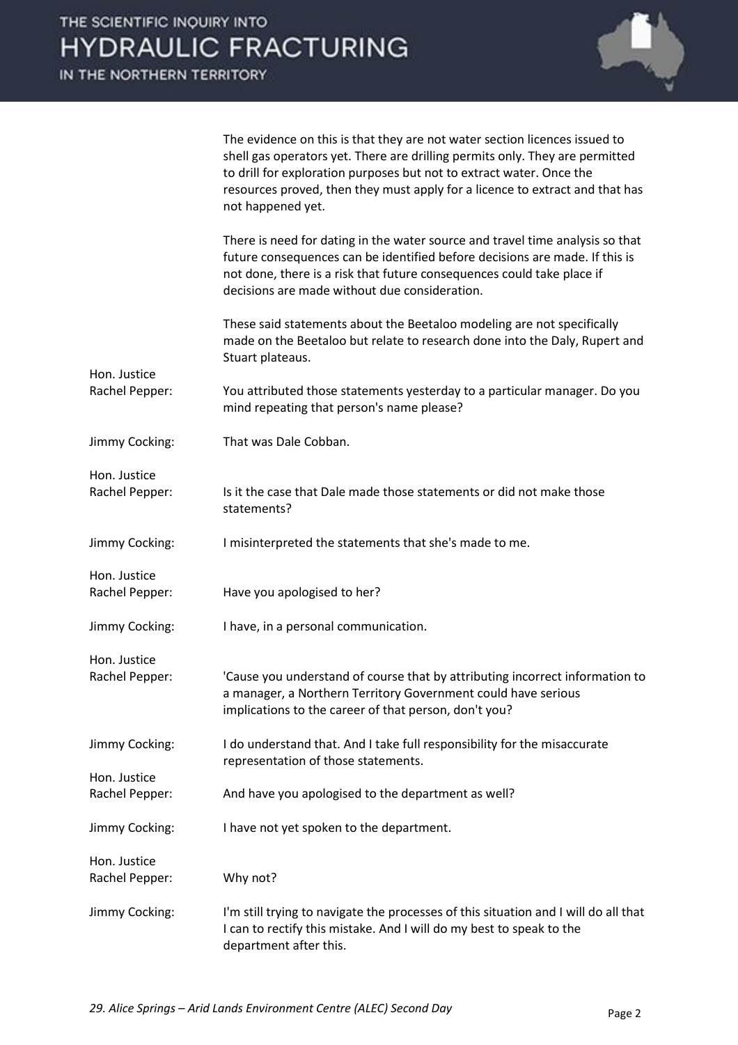The evidence on this is that they are not water section licences issued to shell gas operators yet. There are drilling permits only. They are permitted to drill for exploration purposes but not to extract water. Once the resources proved, then they must apply for a licence to extract and that has not happened yet.

There is need for dating in the water source and travel time analysis so that future consequences can be identified before decisions are made. If this is not done, there is a risk that future consequences could take place if decisions are made without due consideration.

These said statements about the Beetaloo modeling are not specifically made on the Beetaloo but relate to research done into the Daly, Rupert and Stuart plateaus.

**Hon. Justice Rachel Pepper:** You attributed those statements yesterday to a particular manager. Do you mind repeating that person's name please?

**Jimmy Cocking:** That was Dale Cobban.

**Hon. Justice Rachel Pepper:** Is it the case that Dale made those statements or did not make those statements?

**Jimmy Cocking:** I misinterpreted the statements that she's made to me.

**Hon. Justice Rachel Pepper:** Have you apologised to her?

**Jimmy Cocking:** I have, in a personal communication.

**Hon. Justice Rachel Pepper:** 'Cause you understand of course that by attributing incorrect information to a manager, a Northern Territory Government could have serious implications to the career of that person, don't you?

**Jimmy Cocking:** I do understand that. And I take full responsibility for the misaccurate representation of those statements.

**Hon. Justice Rachel Pepper:** And have you apologised to the department as well?

**Jimmy Cocking:** I have not yet spoken to the department.

**Hon. Justice Rachel Pepper:** Why not?

**Jimmy Cocking:** I'm still trying to navigate the processes of this situation and I will do all that I can to rectify this mistake. And I will do my best to speak to the department after this.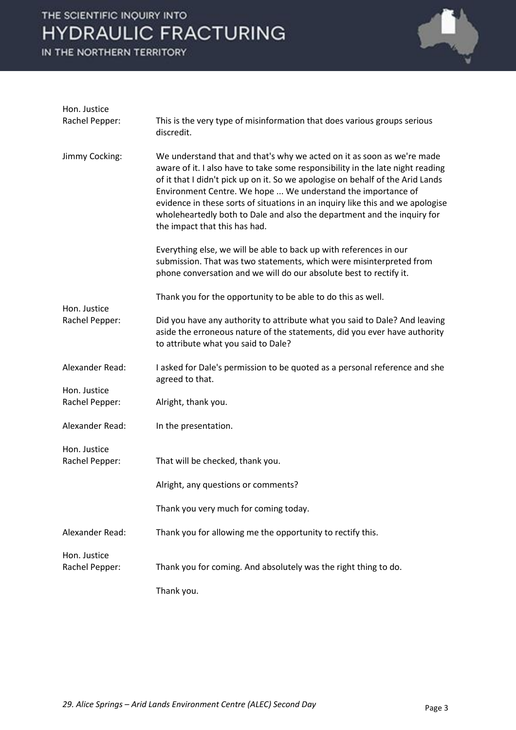**Hon. Justice Rachel Pepper:** This is the very type of misinformation that does various groups serious discredit.

**Jimmy Cocking:** We understand that and that's why we acted on it as soon as we're made aware of it. I also have to take some responsibility in the late night reading of it that I didn't pick up on it. So we apologise on behalf of the Arid Lands Environment Centre. We hope ... We understand the importance of evidence in these sorts of situations in an inquiry like this and we apologise wholeheartedly both to Dale and also the department and the inquiry for the impact that this has had.

Everything else, we will be able to back up with references in our submission. That was two statements, which were misinterpreted from phone conversation and we will do our absolute best to rectify it.

Thank you for the opportunity to be able to do this as well.

**Hon. Justice Rachel Pepper:** Did you have any authority to attribute what you said to Dale? And leaving aside the erroneous nature of the statements, did you ever have authority to attribute what you said to Dale?

**Alexander Read:** I asked for Dale's permission to be quoted as a personal reference and she agreed to that.

**Hon. Justice Rachel Pepper:** Alright, thank you.

**Alexander Read:** In the presentation.

**Hon. Justice Rachel Pepper:** That will be checked, thank you.

Alright, any questions or comments?

Thank you very much for coming today.

**Alexander Read:** Thank you for allowing me the opportunity to rectify this.

**Hon. Justice Rachel Pepper:** Thank you for coming. And absolutely was the right thing to do.

Thank you.